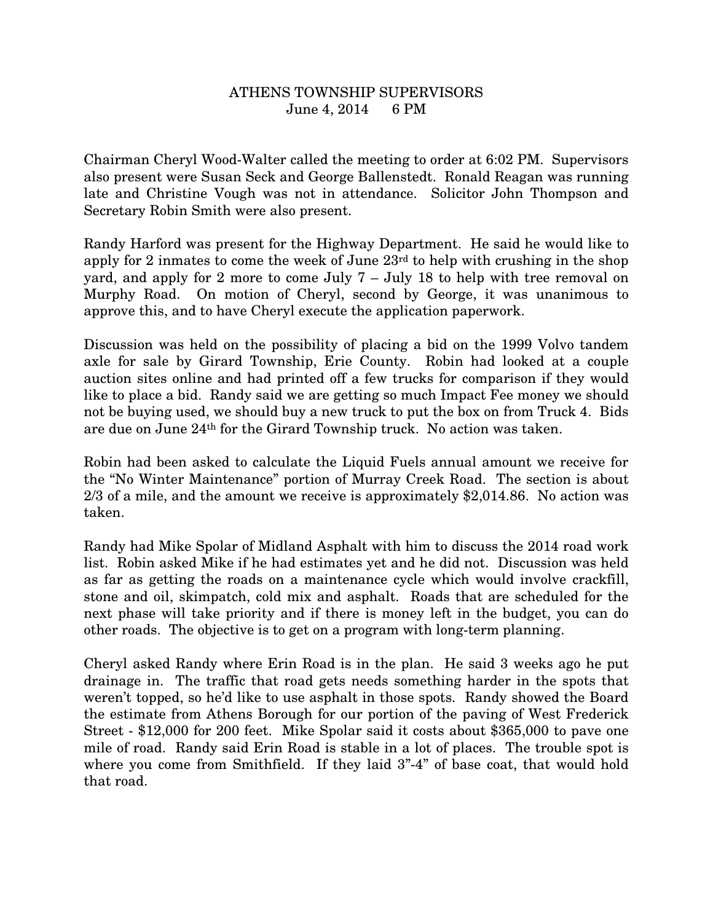# ATHENS TOWNSHIP SUPERVISORS
June 4, 2014 6 PM

Chairman Cheryl Wood-Walter called the meeting to order at 6:02 PM. Supervisors also present were Susan Seck and George Ballenstedt. Ronald Reagan was running late and Christine Vough was not in attendance. Solicitor John Thompson and Secretary Robin Smith were also present.

Randy Harford was present for the Highway Department. He said he would like to apply for 2 inmates to come the week of June 23rd to help with crushing in the shop yard, and apply for 2 more to come July 7 – July 18 to help with tree removal on Murphy Road. On motion of Cheryl, second by George, it was unanimous to approve this, and to have Cheryl execute the application paperwork.

Discussion was held on the possibility of placing a bid on the 1999 Volvo tandem axle for sale by Girard Township, Erie County. Robin had looked at a couple auction sites online and had printed off a few trucks for comparison if they would like to place a bid. Randy said we are getting so much Impact Fee money we should not be buying used, we should buy a new truck to put the box on from Truck 4. Bids are due on June 24th for the Girard Township truck. No action was taken.

Robin had been asked to calculate the Liquid Fuels annual amount we receive for the "No Winter Maintenance" portion of Murray Creek Road. The section is about 2/3 of a mile, and the amount we receive is approximately $2,014.86. No action was taken.

Randy had Mike Spolar of Midland Asphalt with him to discuss the 2014 road work list. Robin asked Mike if he had estimates yet and he did not. Discussion was held as far as getting the roads on a maintenance cycle which would involve crackfill, stone and oil, skimpatch, cold mix and asphalt. Roads that are scheduled for the next phase will take priority and if there is money left in the budget, you can do other roads. The objective is to get on a program with long-term planning.

Cheryl asked Randy where Erin Road is in the plan. He said 3 weeks ago he put drainage in. The traffic that road gets needs something harder in the spots that weren't topped, so he'd like to use asphalt in those spots. Randy showed the Board the estimate from Athens Borough for our portion of the paving of West Frederick Street - $12,000 for 200 feet. Mike Spolar said it costs about $365,000 to pave one mile of road. Randy said Erin Road is stable in a lot of places. The trouble spot is where you come from Smithfield. If they laid 3"-4" of base coat, that would hold that road.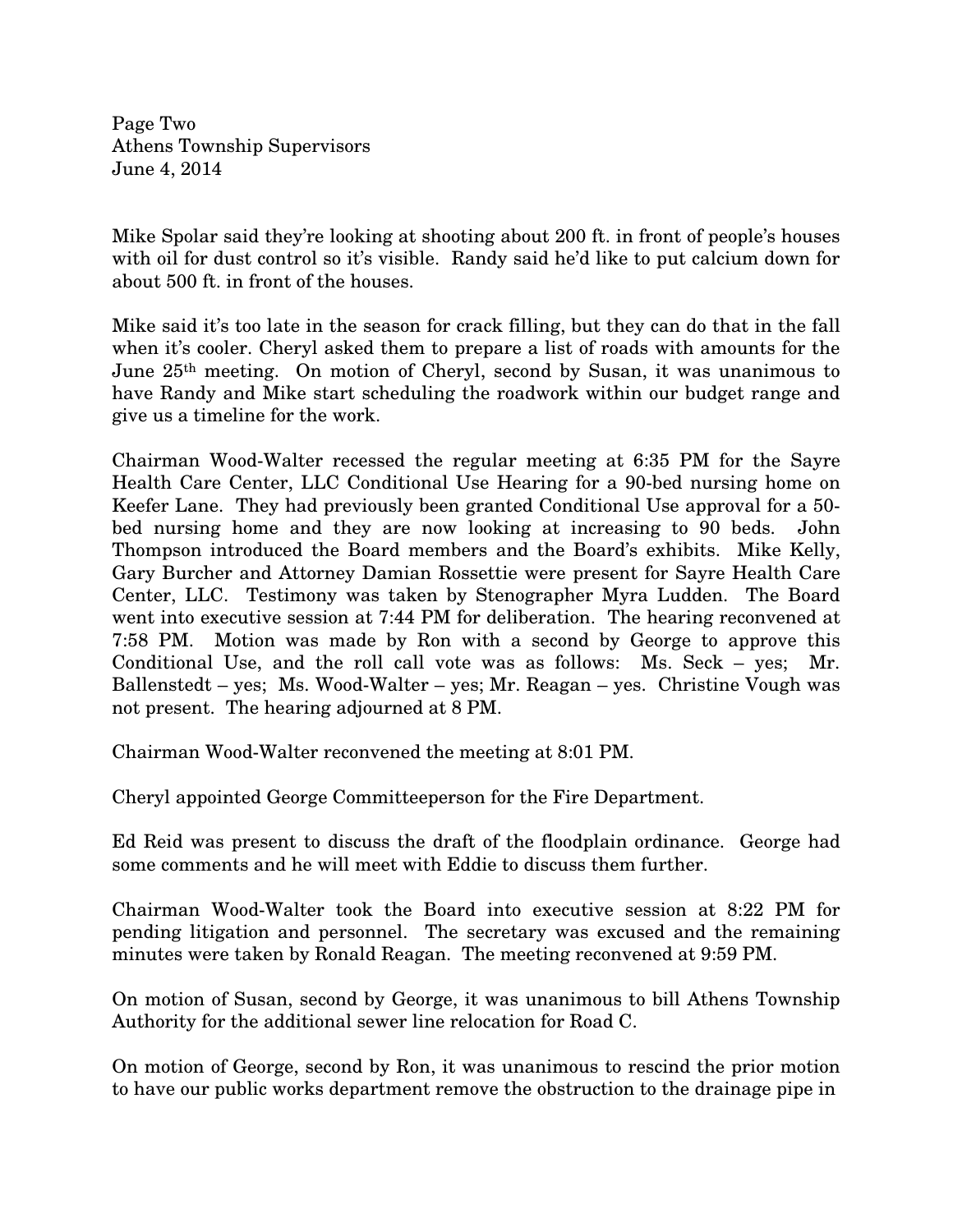Mike Spolar said they're looking at shooting about 200 ft. in front of people's houses with oil for dust control so it's visible. Randy said he'd like to put calcium down for about 500 ft. in front of the houses.

Mike said it's too late in the season for crack filling, but they can do that in the fall when it's cooler. Cheryl asked them to prepare a list of roads with amounts for the June 25th meeting. On motion of Cheryl, second by Susan, it was unanimous to have Randy and Mike start scheduling the roadwork within our budget range and give us a timeline for the work.

Chairman Wood-Walter recessed the regular meeting at 6:35 PM for the Sayre Health Care Center, LLC Conditional Use Hearing for a 90-bed nursing home on Keefer Lane. They had previously been granted Conditional Use approval for a 50-bed nursing home and they are now looking at increasing to 90 beds. John Thompson introduced the Board members and the Board's exhibits. Mike Kelly, Gary Burcher and Attorney Damian Rossettie were present for Sayre Health Care Center, LLC. Testimony was taken by Stenographer Myra Ludden. The Board went into executive session at 7:44 PM for deliberation. The hearing reconvened at 7:58 PM. Motion was made by Ron with a second by George to approve this Conditional Use, and the roll call vote was as follows: Ms. Seck – yes; Mr. Ballenstedt – yes; Ms. Wood-Walter – yes; Mr. Reagan – yes. Christine Vough was not present. The hearing adjourned at 8 PM.

Chairman Wood-Walter reconvened the meeting at 8:01 PM.

Cheryl appointed George Committeeperson for the Fire Department.

Ed Reid was present to discuss the draft of the floodplain ordinance. George had some comments and he will meet with Eddie to discuss them further.

Chairman Wood-Walter took the Board into executive session at 8:22 PM for pending litigation and personnel. The secretary was excused and the remaining minutes were taken by Ronald Reagan. The meeting reconvened at 9:59 PM.

On motion of Susan, second by George, it was unanimous to bill Athens Township Authority for the additional sewer line relocation for Road C.

On motion of George, second by Ron, it was unanimous to rescind the prior motion to have our public works department remove the obstruction to the drainage pipe in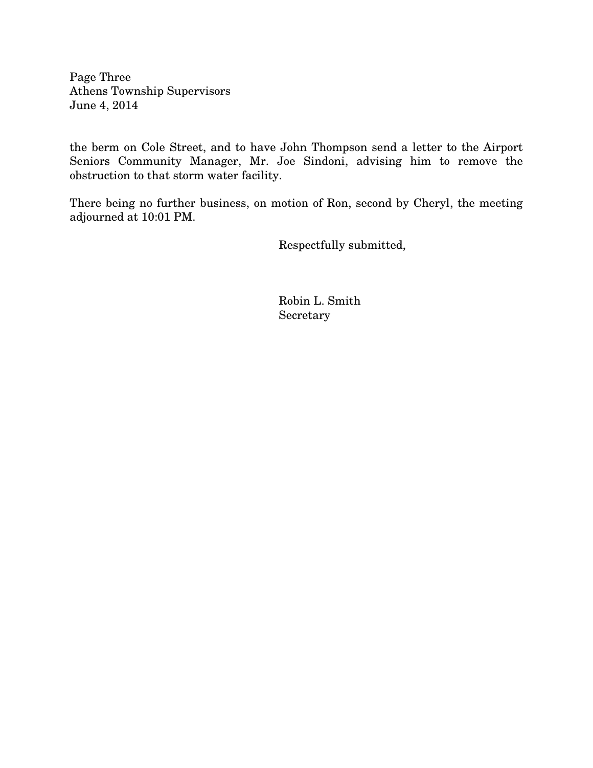the berm on Cole Street, and to have John Thompson send a letter to the Airport Seniors Community Manager, Mr. Joe Sindoni, advising him to remove the obstruction to that storm water facility.

There being no further business, on motion of Ron, second by Cheryl, the meeting adjourned at 10:01 PM.

Respectfully submitted,

Robin L. Smith
Secretary